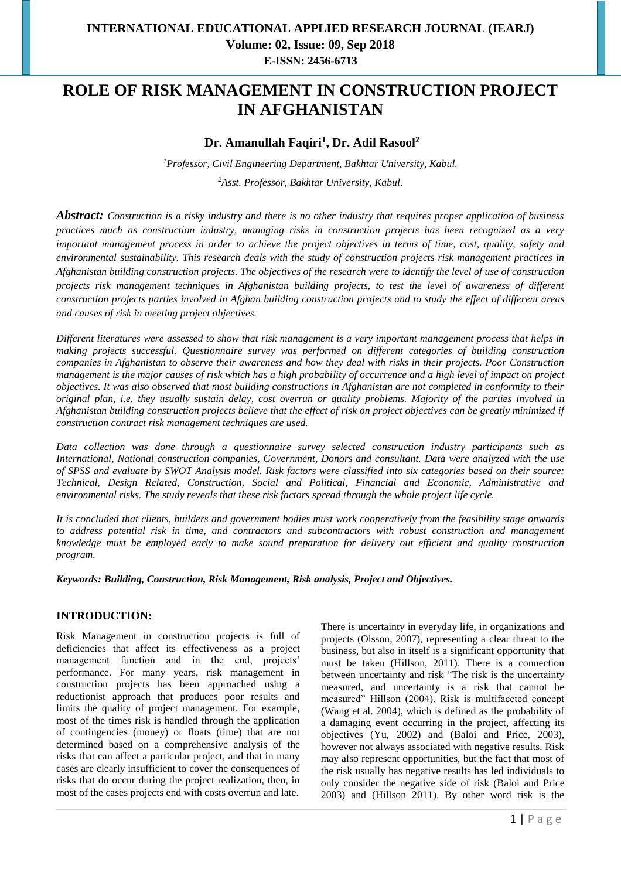# ROLE OF RISK MANAGEMENT IN CONSTRUCTION PROJECT IN AFGHANISTAN

**Dr. Amanullah Faqiri[1], Dr. Adil Rasool[2]**

*[1]Professor, Civil Engineering Department, Bakhtar University, Kabul.*

*[2]Asst. Professor, Bakhtar University, Kabul.*

***Abstract:*** *Construction is a risky industry and there is no other industry that requires proper application of business practices much as construction industry, managing risks in construction projects has been recognized as a very important management process in order to achieve the project objectives in terms of time, cost, quality, safety and environmental sustainability. This research deals with the study of construction projects risk management practices in Afghanistan building construction projects. The objectives of the research were to identify the level of use of construction projects risk management techniques in Afghanistan building projects, to test the level of awareness of different construction projects parties involved in Afghan building construction projects and to study the effect of different areas and causes of risk in meeting project objectives.*

*Different literatures were assessed to show that risk management is a very important management process that helps in making projects successful. Questionnaire survey was performed on different categories of building construction companies in Afghanistan to observe their awareness and how they deal with risks in their projects. Poor Construction management is the major causes of risk which has a high probability of occurrence and a high level of impact on project objectives. It was also observed that most building constructions in Afghanistan are not completed in conformity to their original plan, i.e. they usually sustain delay, cost overrun or quality problems. Majority of the parties involved in Afghanistan building construction projects believe that the effect of risk on project objectives can be greatly minimized if construction contract risk management techniques are used.*

*Data collection was done through a questionnaire survey selected construction industry participants such as International, National construction companies, Government, Donors and consultant. Data were analyzed with the use of SPSS and evaluate by SWOT Analysis model. Risk factors were classified into six categories based on their source: Technical, Design Related, Construction, Social and Political, Financial and Economic, Administrative and environmental risks. The study reveals that these risk factors spread through the whole project life cycle.*

*It is concluded that clients, builders and government bodies must work cooperatively from the feasibility stage onwards to address potential risk in time, and contractors and subcontractors with robust construction and management knowledge must be employed early to make sound preparation for delivery out efficient and quality construction program.*

***Keywords: Building, Construction, Risk Management, Risk analysis, Project and Objectives.***

## INTRODUCTION:

Risk Management in construction projects is full of deficiencies that affect its effectiveness as a project management function and in the end, projects' performance. For many years, risk management in construction projects has been approached using a reductionist approach that produces poor results and limits the quality of project management. For example, most of the times risk is handled through the application of contingencies (money) or floats (time) that are not determined based on a comprehensive analysis of the risks that can affect a particular project, and that in many cases are clearly insufficient to cover the consequences of risks that do occur during the project realization, then, in most of the cases projects end with costs overrun and late.

There is uncertainty in everyday life, in organizations and projects (Olsson, 2007), representing a clear threat to the business, but also in itself is a significant opportunity that must be taken (Hillson, 2011). There is a connection between uncertainty and risk "The risk is the uncertainty measured, and uncertainty is a risk that cannot be measured" Hillson (2004). Risk is multifaceted concept (Wang et al. 2004), which is defined as the probability of a damaging event occurring in the project, affecting its objectives (Yu, 2002) and (Baloi and Price, 2003), however not always associated with negative results. Risk may also represent opportunities, but the fact that most of the risk usually has negative results has led individuals to only consider the negative side of risk (Baloi and Price 2003) and (Hillson 2011). By other word risk is the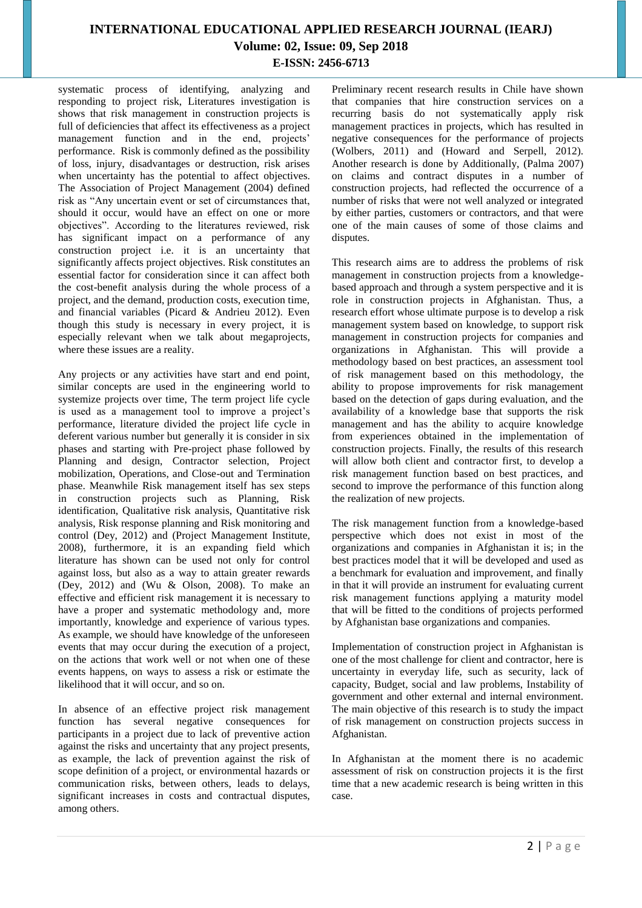systematic process of identifying, analyzing and responding to project risk, Literatures investigation is shows that risk management in construction projects is full of deficiencies that affect its effectiveness as a project management function and in the end, projects' performance. Risk is commonly defined as the possibility of loss, injury, disadvantages or destruction, risk arises when uncertainty has the potential to affect objectives. The Association of Project Management (2004) defined risk as "Any uncertain event or set of circumstances that, should it occur, would have an effect on one or more objectives". According to the literatures reviewed, risk has significant impact on a performance of any construction project i.e. it is an uncertainty that significantly affects project objectives. Risk constitutes an essential factor for consideration since it can affect both the cost-benefit analysis during the whole process of a project, and the demand, production costs, execution time, and financial variables (Picard & Andrieu 2012). Even though this study is necessary in every project, it is especially relevant when we talk about megaprojects, where these issues are a reality.

Any projects or any activities have start and end point, similar concepts are used in the engineering world to systemize projects over time, The term project life cycle is used as a management tool to improve a project's performance, literature divided the project life cycle in deferent various number but generally it is consider in six phases and starting with Pre-project phase followed by Planning and design, Contractor selection, Project mobilization, Operations, and Close-out and Termination phase. Meanwhile Risk management itself has sex steps in construction projects such as Planning, Risk identification, Qualitative risk analysis, Quantitative risk analysis, Risk response planning and Risk monitoring and control (Dey, 2012) and (Project Management Institute, 2008), furthermore, it is an expanding field which literature has shown can be used not only for control against loss, but also as a way to attain greater rewards (Dey, 2012) and (Wu & Olson, 2008). To make an effective and efficient risk management it is necessary to have a proper and systematic methodology and, more importantly, knowledge and experience of various types. As example, we should have knowledge of the unforeseen events that may occur during the execution of a project, on the actions that work well or not when one of these events happens, on ways to assess a risk or estimate the likelihood that it will occur, and so on.

In absence of an effective project risk management function has several negative consequences for participants in a project due to lack of preventive action against the risks and uncertainty that any project presents, as example, the lack of prevention against the risk of scope definition of a project, or environmental hazards or communication risks, between others, leads to delays, significant increases in costs and contractual disputes, among others.

Preliminary recent research results in Chile have shown that companies that hire construction services on a recurring basis do not systematically apply risk management practices in projects, which has resulted in negative consequences for the performance of projects (Wolbers, 2011) and (Howard and Serpell, 2012). Another research is done by Additionally, (Palma 2007) on claims and contract disputes in a number of construction projects, had reflected the occurrence of a number of risks that were not well analyzed or integrated by either parties, customers or contractors, and that were one of the main causes of some of those claims and disputes.

This research aims are to address the problems of risk management in construction projects from a knowledge-based approach and through a system perspective and it is role in construction projects in Afghanistan. Thus, a research effort whose ultimate purpose is to develop a risk management system based on knowledge, to support risk management in construction projects for companies and organizations in Afghanistan. This will provide a methodology based on best practices, an assessment tool of risk management based on this methodology, the ability to propose improvements for risk management based on the detection of gaps during evaluation, and the availability of a knowledge base that supports the risk management and has the ability to acquire knowledge from experiences obtained in the implementation of construction projects. Finally, the results of this research will allow both client and contractor first, to develop a risk management function based on best practices, and second to improve the performance of this function along the realization of new projects.

The risk management function from a knowledge-based perspective which does not exist in most of the organizations and companies in Afghanistan it is; in the best practices model that it will be developed and used as a benchmark for evaluation and improvement, and finally in that it will provide an instrument for evaluating current risk management functions applying a maturity model that will be fitted to the conditions of projects performed by Afghanistan base organizations and companies.

Implementation of construction project in Afghanistan is one of the most challenge for client and contractor, here is uncertainty in everyday life, such as security, lack of capacity, Budget, social and law problems, Instability of government and other external and internal environment. The main objective of this research is to study the impact of risk management on construction projects success in Afghanistan.

In Afghanistan at the moment there is no academic assessment of risk on construction projects it is the first time that a new academic research is being written in this case.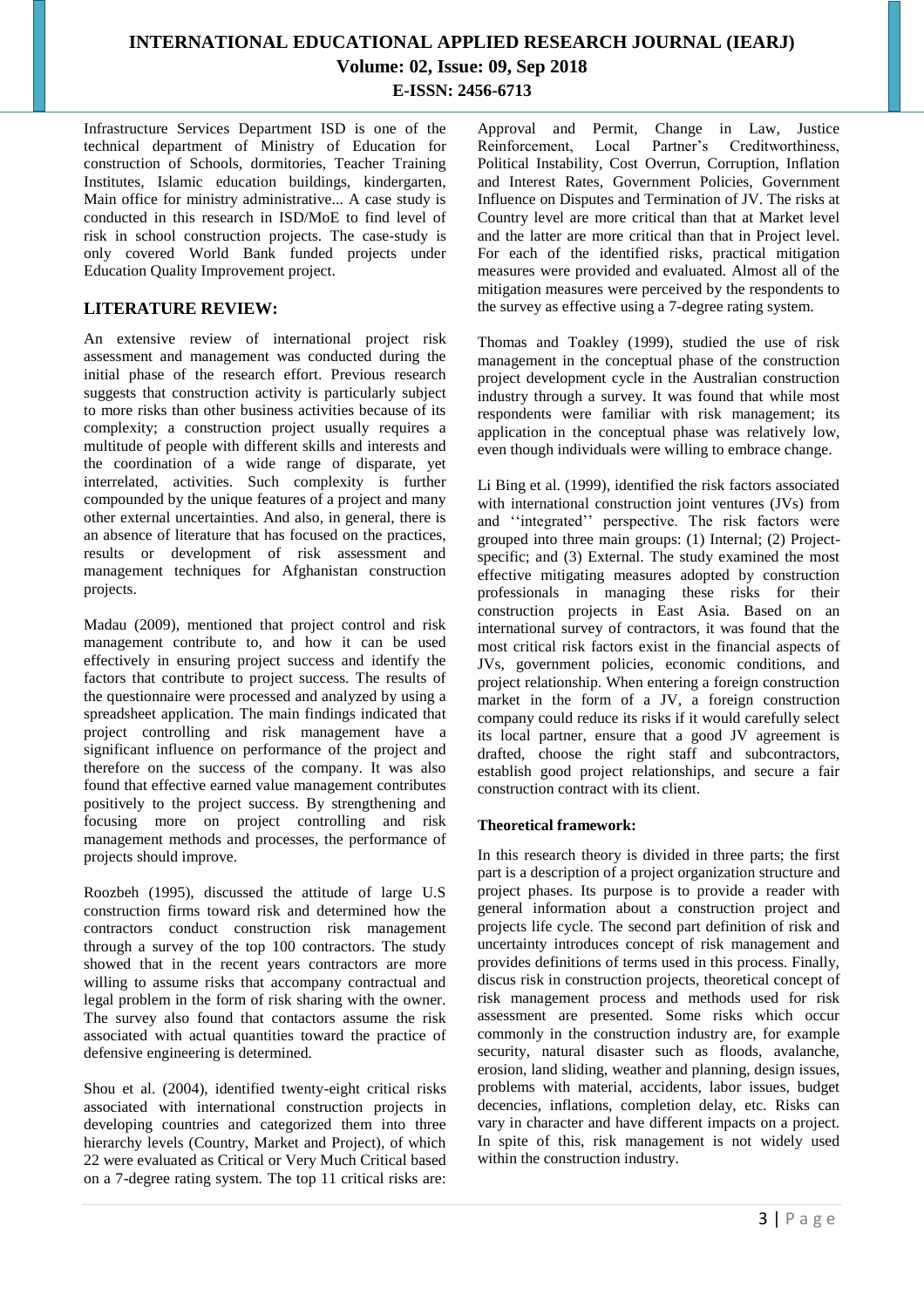Infrastructure Services Department ISD is one of the technical department of Ministry of Education for construction of Schools, dormitories, Teacher Training Institutes, Islamic education buildings, kindergarten, Main office for ministry administrative... A case study is conducted in this research in ISD/MoE to find level of risk in school construction projects. The case-study is only covered World Bank funded projects under Education Quality Improvement project.

## LITERATURE REVIEW:

An extensive review of international project risk assessment and management was conducted during the initial phase of the research effort. Previous research suggests that construction activity is particularly subject to more risks than other business activities because of its complexity; a construction project usually requires a multitude of people with different skills and interests and the coordination of a wide range of disparate, yet interrelated, activities. Such complexity is further compounded by the unique features of a project and many other external uncertainties. And also, in general, there is an absence of literature that has focused on the practices, results or development of risk assessment and management techniques for Afghanistan construction projects.

Madau (2009), mentioned that project control and risk management contribute to, and how it can be used effectively in ensuring project success and identify the factors that contribute to project success. The results of the questionnaire were processed and analyzed by using a spreadsheet application. The main findings indicated that project controlling and risk management have a significant influence on performance of the project and therefore on the success of the company. It was also found that effective earned value management contributes positively to the project success. By strengthening and focusing more on project controlling and risk management methods and processes, the performance of projects should improve.

Roozbeh (1995), discussed the attitude of large U.S construction firms toward risk and determined how the contractors conduct construction risk management through a survey of the top 100 contractors. The study showed that in the recent years contractors are more willing to assume risks that accompany contractual and legal problem in the form of risk sharing with the owner. The survey also found that contactors assume the risk associated with actual quantities toward the practice of defensive engineering is determined.

Shou et al. (2004), identified twenty-eight critical risks associated with international construction projects in developing countries and categorized them into three hierarchy levels (Country, Market and Project), of which 22 were evaluated as Critical or Very Much Critical based on a 7-degree rating system. The top 11 critical risks are: Approval and Permit, Change in Law, Justice Reinforcement, Local Partner's Creditworthiness, Political Instability, Cost Overrun, Corruption, Inflation and Interest Rates, Government Policies, Government Influence on Disputes and Termination of JV. The risks at Country level are more critical than that at Market level and the latter are more critical than that in Project level. For each of the identified risks, practical mitigation measures were provided and evaluated. Almost all of the mitigation measures were perceived by the respondents to the survey as effective using a 7-degree rating system.

Thomas and Toakley (1999), studied the use of risk management in the conceptual phase of the construction project development cycle in the Australian construction industry through a survey. It was found that while most respondents were familiar with risk management; its application in the conceptual phase was relatively low, even though individuals were willing to embrace change.

Li Bing et al. (1999), identified the risk factors associated with international construction joint ventures (JVs) from and ''integrated'' perspective. The risk factors were grouped into three main groups: (1) Internal; (2) Project-specific; and (3) External. The study examined the most effective mitigating measures adopted by construction professionals in managing these risks for their construction projects in East Asia. Based on an international survey of contractors, it was found that the most critical risk factors exist in the financial aspects of JVs, government policies, economic conditions, and project relationship. When entering a foreign construction market in the form of a JV, a foreign construction company could reduce its risks if it would carefully select its local partner, ensure that a good JV agreement is drafted, choose the right staff and subcontractors, establish good project relationships, and secure a fair construction contract with its client.

### Theoretical framework:

In this research theory is divided in three parts; the first part is a description of a project organization structure and project phases. Its purpose is to provide a reader with general information about a construction project and projects life cycle. The second part definition of risk and uncertainty introduces concept of risk management and provides definitions of terms used in this process. Finally, discus risk in construction projects, theoretical concept of risk management process and methods used for risk assessment are presented. Some risks which occur commonly in the construction industry are, for example security, natural disaster such as floods, avalanche, erosion, land sliding, weather and planning, design issues, problems with material, accidents, labor issues, budget decencies, inflations, completion delay, etc. Risks can vary in character and have different impacts on a project. In spite of this, risk management is not widely used within the construction industry.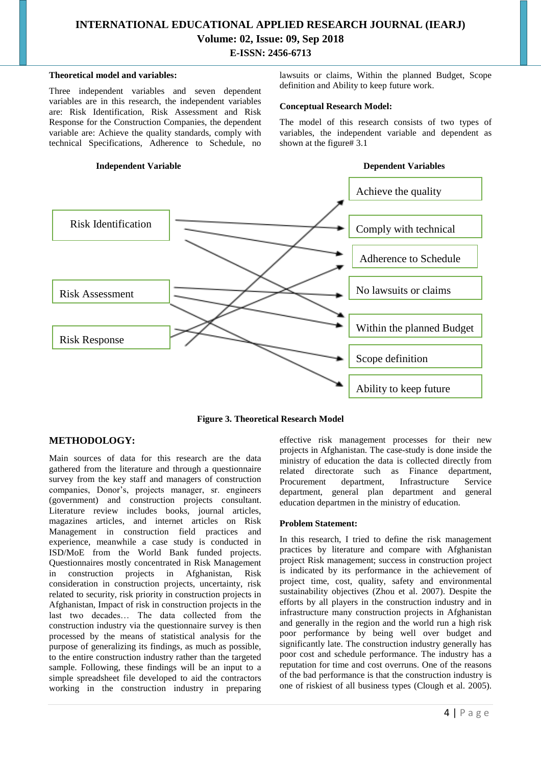**Theoretical model and variables:**

Three independent variables and seven dependent variables are in this research, the independent variables are: Risk Identification, Risk Assessment and Risk Response for the Construction Companies, the dependent variable are: Achieve the quality standards, comply with technical Specifications, Adherence to Schedule, no lawsuits or claims, Within the planned Budget, Scope definition and Ability to keep future work.

**Conceptual Research Model:**

The model of this research consists of two types of variables, the independent variable and dependent as shown at the figure# 3.1

Independent Variable

- Risk Identification
- Risk Assessment
- Risk Response

Dependent Variables

- Achieve the quality
- Comply with technical
- Adherence to Schedule
- No lawsuits or claims
- Within the planned Budget
- Scope definition
- Ability to keep future

**Figure 3. Theoretical Research Model**

## METHODOLOGY:

Main sources of data for this research are the data gathered from the literature and through a questionnaire survey from the key staff and managers of construction companies, Donor's, projects manager, sr. engineers (government) and construction projects consultant. Literature review includes books, journal articles, magazines articles, and internet articles on Risk Management in construction field practices and experience, meanwhile a case study is conducted in ISD/MoE from the World Bank funded projects. Questionnaires mostly concentrated in Risk Management in construction projects in Afghanistan, Risk consideration in construction projects, uncertainty, risk related to security, risk priority in construction projects in Afghanistan, Impact of risk in construction projects in the last two decades… The data collected from the construction industry via the questionnaire survey is then processed by the means of statistical analysis for the purpose of generalizing its findings, as much as possible, to the entire construction industry rather than the targeted sample. Following, these findings will be an input to a simple spreadsheet file developed to aid the contractors working in the construction industry in preparing effective risk management processes for their new projects in Afghanistan. The case-study is done inside the ministry of education the data is collected directly from related directorate such as Finance department, Procurement department, Infrastructure Service department, general plan department and general education departmen in the ministry of education.

**Problem Statement:**

In this research, I tried to define the risk management practices by literature and compare with Afghanistan project Risk management; success in construction project is indicated by its performance in the achievement of project time, cost, quality, safety and environmental sustainability objectives (Zhou et al. 2007). Despite the efforts by all players in the construction industry and in infrastructure many construction projects in Afghanistan and generally in the region and the world run a high risk poor performance by being well over budget and significantly late. The construction industry generally has poor cost and schedule performance. The industry has a reputation for time and cost overruns. One of the reasons of the bad performance is that the construction industry is one of riskiest of all business types (Clough et al. 2005).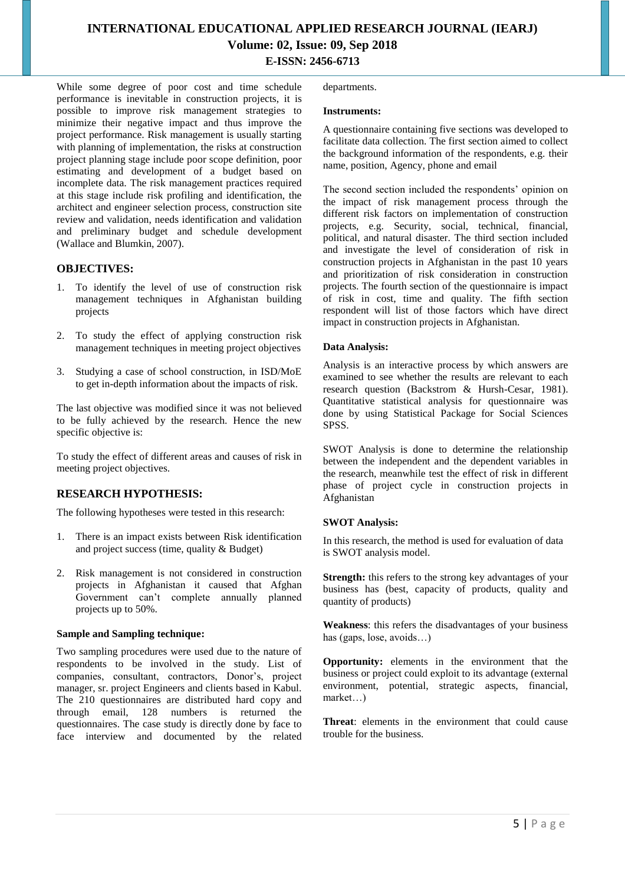While some degree of poor cost and time schedule performance is inevitable in construction projects, it is possible to improve risk management strategies to minimize their negative impact and thus improve the project performance. Risk management is usually starting with planning of implementation, the risks at construction project planning stage include poor scope definition, poor estimating and development of a budget based on incomplete data. The risk management practices required at this stage include risk profiling and identification, the architect and engineer selection process, construction site review and validation, needs identification and validation and preliminary budget and schedule development (Wallace and Blumkin, 2007).

## OBJECTIVES:

1. To identify the level of use of construction risk management techniques in Afghanistan building projects
2. To study the effect of applying construction risk management techniques in meeting project objectives
3. Studying a case of school construction, in ISD/MoE to get in-depth information about the impacts of risk.

The last objective was modified since it was not believed to be fully achieved by the research. Hence the new specific objective is:

To study the effect of different areas and causes of risk in meeting project objectives.

## RESEARCH HYPOTHESIS:

The following hypotheses were tested in this research:

1. There is an impact exists between Risk identification and project success (time, quality & Budget)
2. Risk management is not considered in construction projects in Afghanistan it caused that Afghan Government can't complete annually planned projects up to 50%.

### Sample and Sampling technique:

Two sampling procedures were used due to the nature of respondents to be involved in the study. List of companies, consultant, contractors, Donor's, project manager, sr. project Engineers and clients based in Kabul. The 210 questionnaires are distributed hard copy and through email, 128 numbers is returned the questionnaires. The case study is directly done by face to face interview and documented by the related departments.

### Instruments:

A questionnaire containing five sections was developed to facilitate data collection. The first section aimed to collect the background information of the respondents, e.g. their name, position, Agency, phone and email

The second section included the respondents' opinion on the impact of risk management process through the different risk factors on implementation of construction projects, e.g. Security, social, technical, financial, political, and natural disaster. The third section included and investigate the level of consideration of risk in construction projects in Afghanistan in the past 10 years and prioritization of risk consideration in construction projects. The fourth section of the questionnaire is impact of risk in cost, time and quality. The fifth section respondent will list of those factors which have direct impact in construction projects in Afghanistan.

### Data Analysis:

Analysis is an interactive process by which answers are examined to see whether the results are relevant to each research question (Backstrom & Hursh-Cesar, 1981). Quantitative statistical analysis for questionnaire was done by using Statistical Package for Social Sciences SPSS.

SWOT Analysis is done to determine the relationship between the independent and the dependent variables in the research, meanwhile test the effect of risk in different phase of project cycle in construction projects in Afghanistan

### SWOT Analysis:

In this research, the method is used for evaluation of data is SWOT analysis model.

**Strength:** this refers to the strong key advantages of your business has (best, capacity of products, quality and quantity of products)

**Weakness**: this refers the disadvantages of your business has (gaps, lose, avoids…)

**Opportunity:** elements in the environment that the business or project could exploit to its advantage (external environment, potential, strategic aspects, financial, market…)

**Threat**: elements in the environment that could cause trouble for the business.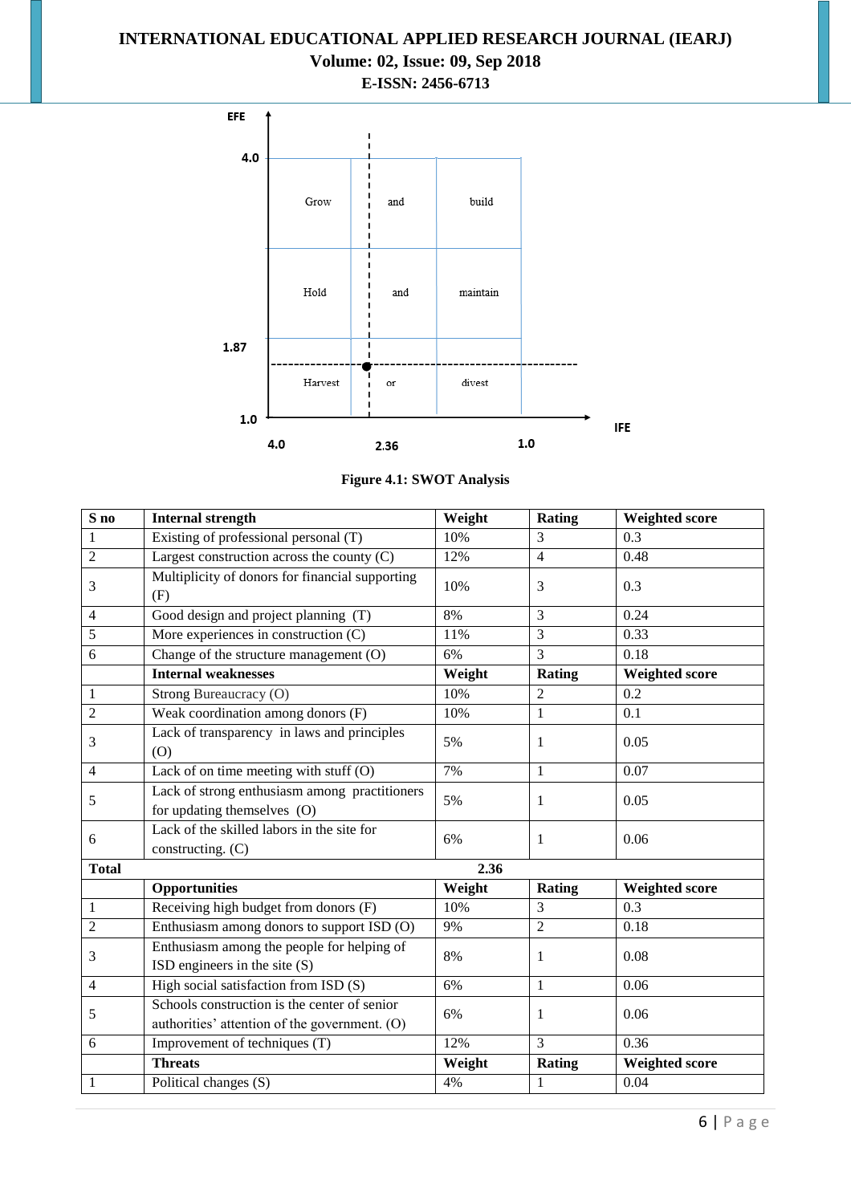EFE

4.0

| Grow | and | build |
|---|---|---|
| Hold | and | maintain |
| Harvest | or | divest |

1.87

1.0

4.0 2.36 1.0

IFE

**Figure 4.1: SWOT Analysis**

| S no | Internal strength | Weight | Rating | Weighted score |
|---|---|---|---|---|
| 1 | Existing of professional personal (T) | 10% | 3 | 0.3 |
| 2 | Largest construction across the county (C) | 12% | 4 | 0.48 |
| 3 | Multiplicity of donors for financial supporting (F) | 10% | 3 | 0.3 |
| 4 | Good design and project planning (T) | 8% | 3 | 0.24 |
| 5 | More experiences in construction (C) | 11% | 3 | 0.33 |
| 6 | Change of the structure management (O) | 6% | 3 | 0.18 |
| | **Internal weaknesses** | **Weight** | **Rating** | **Weighted score** |
| 1 | Strong Bureaucracy (O) | 10% | 2 | 0.2 |
| 2 | Weak coordination among donors (F) | 10% | 1 | 0.1 |
| 3 | Lack of transparency in laws and principles (O) | 5% | 1 | 0.05 |
| 4 | Lack of on time meeting with stuff (O) | 7% | 1 | 0.07 |
| 5 | Lack of strong enthusiasm among practitioners for updating themselves (O) | 5% | 1 | 0.05 |
| 6 | Lack of the skilled labors in the site for constructing. (C) | 6% | 1 | 0.06 |
| **Total** | | **2.36** | | |
| | **Opportunities** | **Weight** | **Rating** | **Weighted score** |
| 1 | Receiving high budget from donors (F) | 10% | 3 | 0.3 |
| 2 | Enthusiasm among donors to support ISD (O) | 9% | 2 | 0.18 |
| 3 | Enthusiasm among the people for helping of ISD engineers in the site (S) | 8% | 1 | 0.08 |
| 4 | High social satisfaction from ISD (S) | 6% | 1 | 0.06 |
| 5 | Schools construction is the center of senior authorities' attention of the government. (O) | 6% | 1 | 0.06 |
| 6 | Improvement of techniques (T) | 12% | 3 | 0.36 |
| | **Threats** | **Weight** | **Rating** | **Weighted score** |
| 1 | Political changes (S) | 4% | 1 | 0.04 |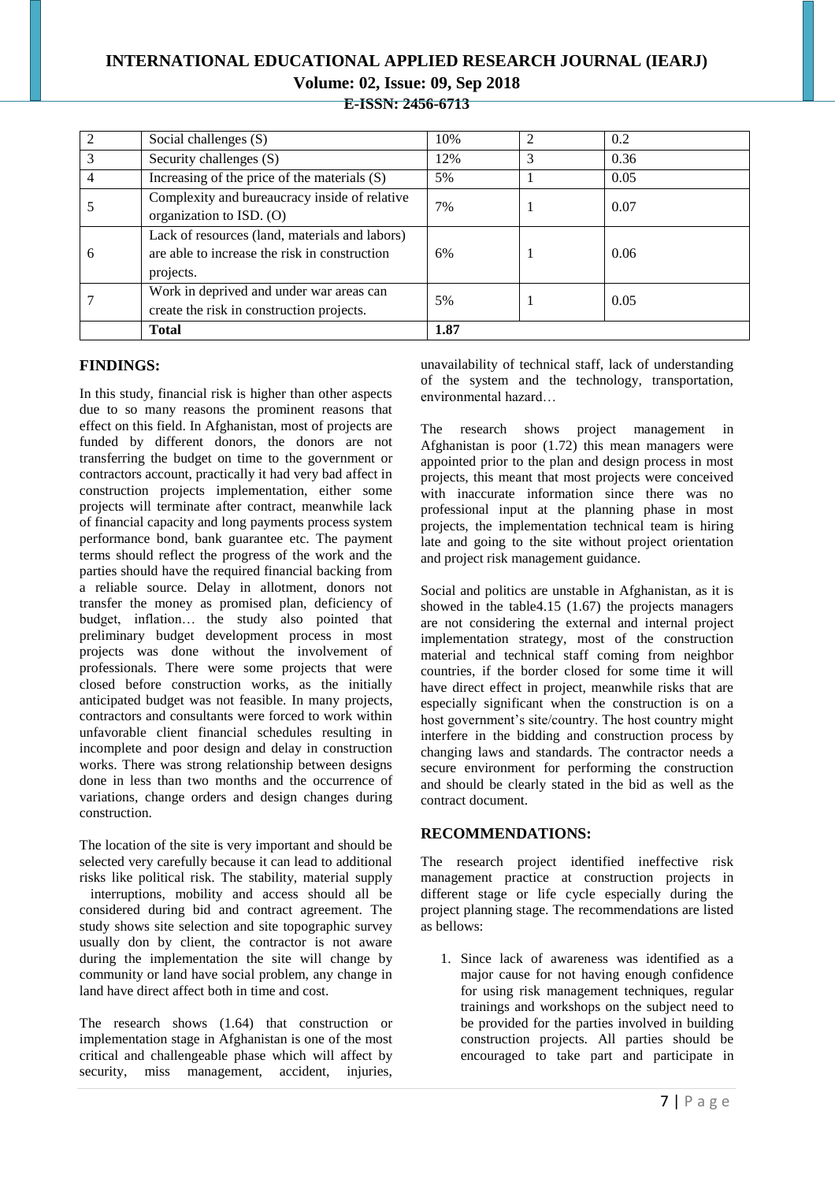| 2 | Social challenges (S) | 10% | 2 | 0.2 |
|---|---|---|---|---|
| 3 | Security challenges (S) | 12% | 3 | 0.36 |
| 4 | Increasing of the price of the materials (S) | 5% | 1 | 0.05 |
| 5 | Complexity and bureaucracy inside of relative organization to ISD. (O) | 7% | 1 | 0.07 |
| 6 | Lack of resources (land, materials and labors) are able to increase the risk in construction projects. | 6% | 1 | 0.06 |
| 7 | Work in deprived and under war areas can create the risk in construction projects. | 5% | 1 | 0.05 |
| | **Total** | **1.87** | | |

## FINDINGS:

In this study, financial risk is higher than other aspects due to so many reasons the prominent reasons that effect on this field. In Afghanistan, most of projects are funded by different donors, the donors are not transferring the budget on time to the government or contractors account, practically it had very bad affect in construction projects implementation, either some projects will terminate after contract, meanwhile lack of financial capacity and long payments process system performance bond, bank guarantee etc. The payment terms should reflect the progress of the work and the parties should have the required financial backing from a reliable source. Delay in allotment, donors not transfer the money as promised plan, deficiency of budget, inflation… the study also pointed that preliminary budget development process in most projects was done without the involvement of professionals. There were some projects that were closed before construction works, as the initially anticipated budget was not feasible. In many projects, contractors and consultants were forced to work within unfavorable client financial schedules resulting in incomplete and poor design and delay in construction works. There was strong relationship between designs done in less than two months and the occurrence of variations, change orders and design changes during construction.

The location of the site is very important and should be selected very carefully because it can lead to additional risks like political risk. The stability, material supply interruptions, mobility and access should all be considered during bid and contract agreement. The study shows site selection and site topographic survey usually don by client, the contractor is not aware during the implementation the site will change by community or land have social problem, any change in land have direct affect both in time and cost.

The research shows (1.64) that construction or implementation stage in Afghanistan is one of the most critical and challengeable phase which will affect by security, miss management, accident, injuries, unavailability of technical staff, lack of understanding of the system and the technology, transportation, environmental hazard…

The research shows project management in Afghanistan is poor (1.72) this mean managers were appointed prior to the plan and design process in most projects, this meant that most projects were conceived with inaccurate information since there was no professional input at the planning phase in most projects, the implementation technical team is hiring late and going to the site without project orientation and project risk management guidance.

Social and politics are unstable in Afghanistan, as it is showed in the table4.15 (1.67) the projects managers are not considering the external and internal project implementation strategy, most of the construction material and technical staff coming from neighbor countries, if the border closed for some time it will have direct effect in project, meanwhile risks that are especially significant when the construction is on a host government's site/country. The host country might interfere in the bidding and construction process by changing laws and standards. The contractor needs a secure environment for performing the construction and should be clearly stated in the bid as well as the contract document.

## RECOMMENDATIONS:

The research project identified ineffective risk management practice at construction projects in different stage or life cycle especially during the project planning stage. The recommendations are listed as bellows:

1. Since lack of awareness was identified as a major cause for not having enough confidence for using risk management techniques, regular trainings and workshops on the subject need to be provided for the parties involved in building construction projects. All parties should be encouraged to take part and participate in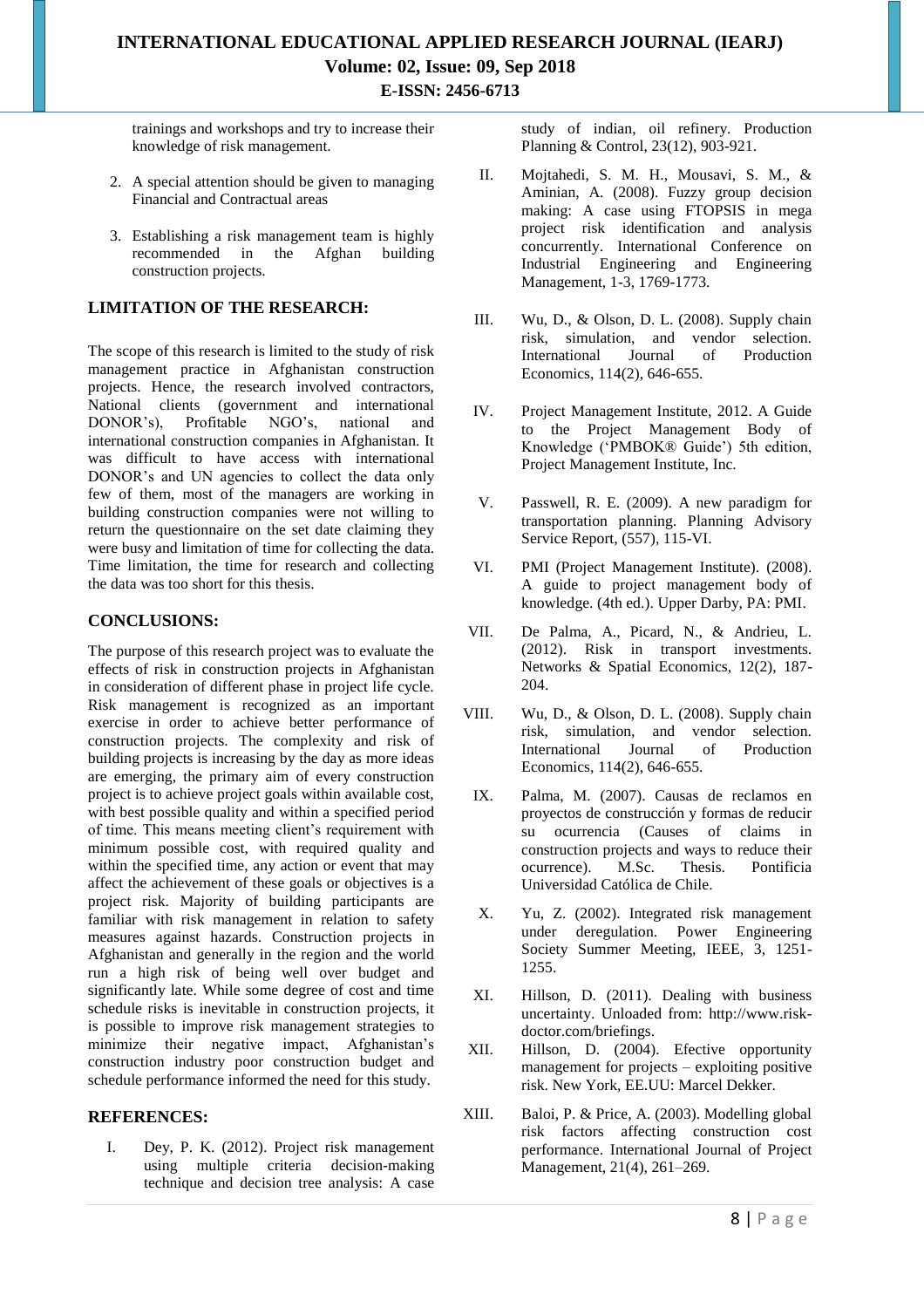trainings and workshops and try to increase their knowledge of risk management.

2. A special attention should be given to managing Financial and Contractual areas

3. Establishing a risk management team is highly recommended in the Afghan building construction projects.

## LIMITATION OF THE RESEARCH:

The scope of this research is limited to the study of risk management practice in Afghanistan construction projects. Hence, the research involved contractors, National clients (government and international DONOR's), Profitable NGO's, national and international construction companies in Afghanistan. It was difficult to have access with international DONOR's and UN agencies to collect the data only few of them, most of the managers are working in building construction companies were not willing to return the questionnaire on the set date claiming they were busy and limitation of time for collecting the data. Time limitation, the time for research and collecting the data was too short for this thesis.

## CONCLUSIONS:

The purpose of this research project was to evaluate the effects of risk in construction projects in Afghanistan in consideration of different phase in project life cycle. Risk management is recognized as an important exercise in order to achieve better performance of construction projects. The complexity and risk of building projects is increasing by the day as more ideas are emerging, the primary aim of every construction project is to achieve project goals within available cost, with best possible quality and within a specified period of time. This means meeting client's requirement with minimum possible cost, with required quality and within the specified time, any action or event that may affect the achievement of these goals or objectives is a project risk. Majority of building participants are familiar with risk management in relation to safety measures against hazards. Construction projects in Afghanistan and generally in the region and the world run a high risk of being well over budget and significantly late. While some degree of cost and time schedule risks is inevitable in construction projects, it is possible to improve risk management strategies to minimize their negative impact, Afghanistan's construction industry poor construction budget and schedule performance informed the need for this study.

## REFERENCES:

I. Dey, P. K. (2012). Project risk management using multiple criteria decision-making technique and decision tree analysis: A case study of indian, oil refinery. Production Planning & Control, 23(12), 903-921.

II. Mojtahedi, S. M. H., Mousavi, S. M., & Aminian, A. (2008). Fuzzy group decision making: A case using FTOPSIS in mega project risk identification and analysis concurrently. International Conference on Industrial Engineering and Engineering Management, 1-3, 1769-1773.

III. Wu, D., & Olson, D. L. (2008). Supply chain risk, simulation, and vendor selection. International Journal of Production Economics, 114(2), 646-655.

IV. Project Management Institute, 2012. A Guide to the Project Management Body of Knowledge ('PMBOK® Guide') 5th edition, Project Management Institute, Inc.

V. Passwell, R. E. (2009). A new paradigm for transportation planning. Planning Advisory Service Report, (557), 115-VI.

VI. PMI (Project Management Institute). (2008). A guide to project management body of knowledge. (4th ed.). Upper Darby, PA: PMI.

VII. De Palma, A., Picard, N., & Andrieu, L. (2012). Risk in transport investments. Networks & Spatial Economics, 12(2), 187-204.

VIII. Wu, D., & Olson, D. L. (2008). Supply chain risk, simulation, and vendor selection. International Journal of Production Economics, 114(2), 646-655.

IX. Palma, M. (2007). Causas de reclamos en proyectos de construcción y formas de reducir su ocurrencia (Causes of claims in construction projects and ways to reduce their ocurrence). M.Sc. Thesis. Pontificia Universidad Católica de Chile.

X. Yu, Z. (2002). Integrated risk management under deregulation. Power Engineering Society Summer Meeting, IEEE, 3, 1251-1255.

XI. Hillson, D. (2011). Dealing with business uncertainty. Unloaded from: http://www.risk-doctor.com/briefings.

XII. Hillson, D. (2004). Efective opportunity management for projects – exploiting positive risk. New York, EE.UU: Marcel Dekker.

XIII. Baloi, P. & Price, A. (2003). Modelling global risk factors affecting construction cost performance. International Journal of Project Management, 21(4), 261–269.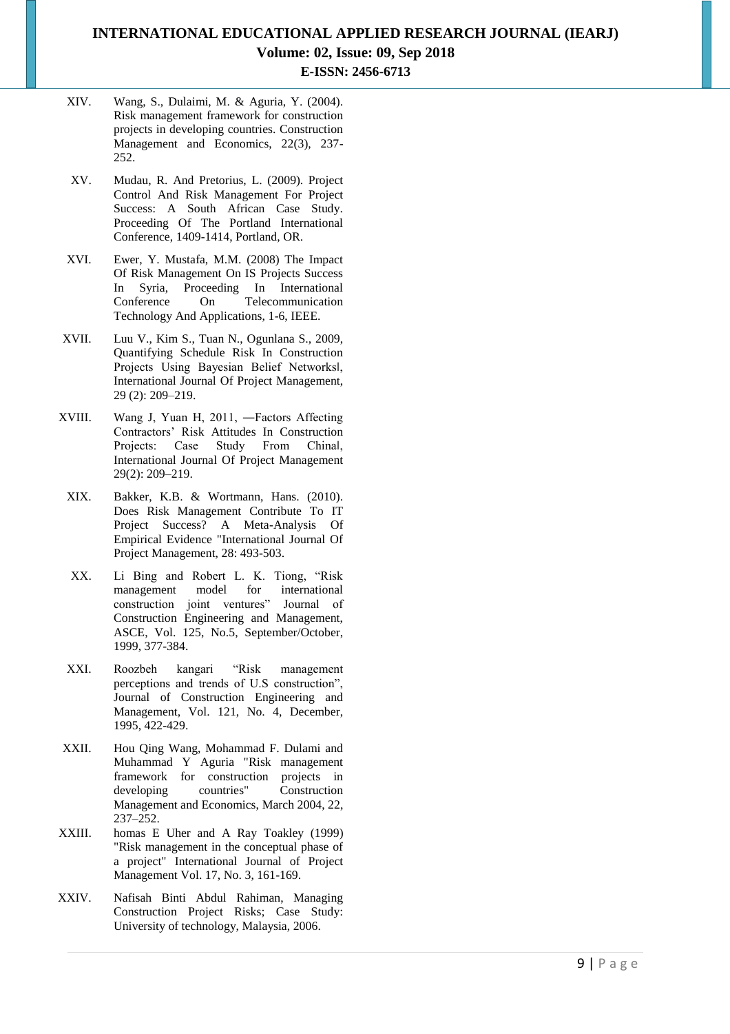XIV. Wang, S., Dulaimi, M. & Aguria, Y. (2004). Risk management framework for construction projects in developing countries. Construction Management and Economics, 22(3), 237-252.

XV. Mudau, R. And Pretorius, L. (2009). Project Control And Risk Management For Project Success: A South African Case Study. Proceeding Of The Portland International Conference, 1409-1414, Portland, OR.

XVI. Ewer, Y. Mustafa, M.M. (2008) The Impact Of Risk Management On IS Projects Success In Syria, Proceeding In International Conference On Telecommunication Technology And Applications, 1-6, IEEE.

XVII. Luu V., Kim S., Tuan N., Ogunlana S., 2009, Quantifying Schedule Risk In Construction Projects Using Bayesian Belief Networksl, International Journal Of Project Management, 29 (2): 209–219.

XVIII. Wang J, Yuan H, 2011, ―Factors Affecting Contractors' Risk Attitudes In Construction Projects: Case Study From Chinal, International Journal Of Project Management 29(2): 209–219.

XIX. Bakker, K.B. & Wortmann, Hans. (2010). Does Risk Management Contribute To IT Project Success? A Meta-Analysis Of Empirical Evidence "International Journal Of Project Management, 28: 493-503.

XX. Li Bing and Robert L. K. Tiong, "Risk management model for international construction joint ventures" Journal of Construction Engineering and Management, ASCE, Vol. 125, No.5, September/October, 1999, 377-384.

XXI. Roozbeh kangari "Risk management perceptions and trends of U.S construction", Journal of Construction Engineering and Management, Vol. 121, No. 4, December, 1995, 422-429.

XXII. Hou Qing Wang, Mohammad F. Dulami and Muhammad Y Aguria "Risk management framework for construction projects in developing countries" Construction Management and Economics, March 2004, 22, 237–252.

XXIII. homas E Uher and A Ray Toakley (1999) "Risk management in the conceptual phase of a project" International Journal of Project Management Vol. 17, No. 3, 161-169.

XXIV. Nafisah Binti Abdul Rahiman, Managing Construction Project Risks; Case Study: University of technology, Malaysia, 2006.